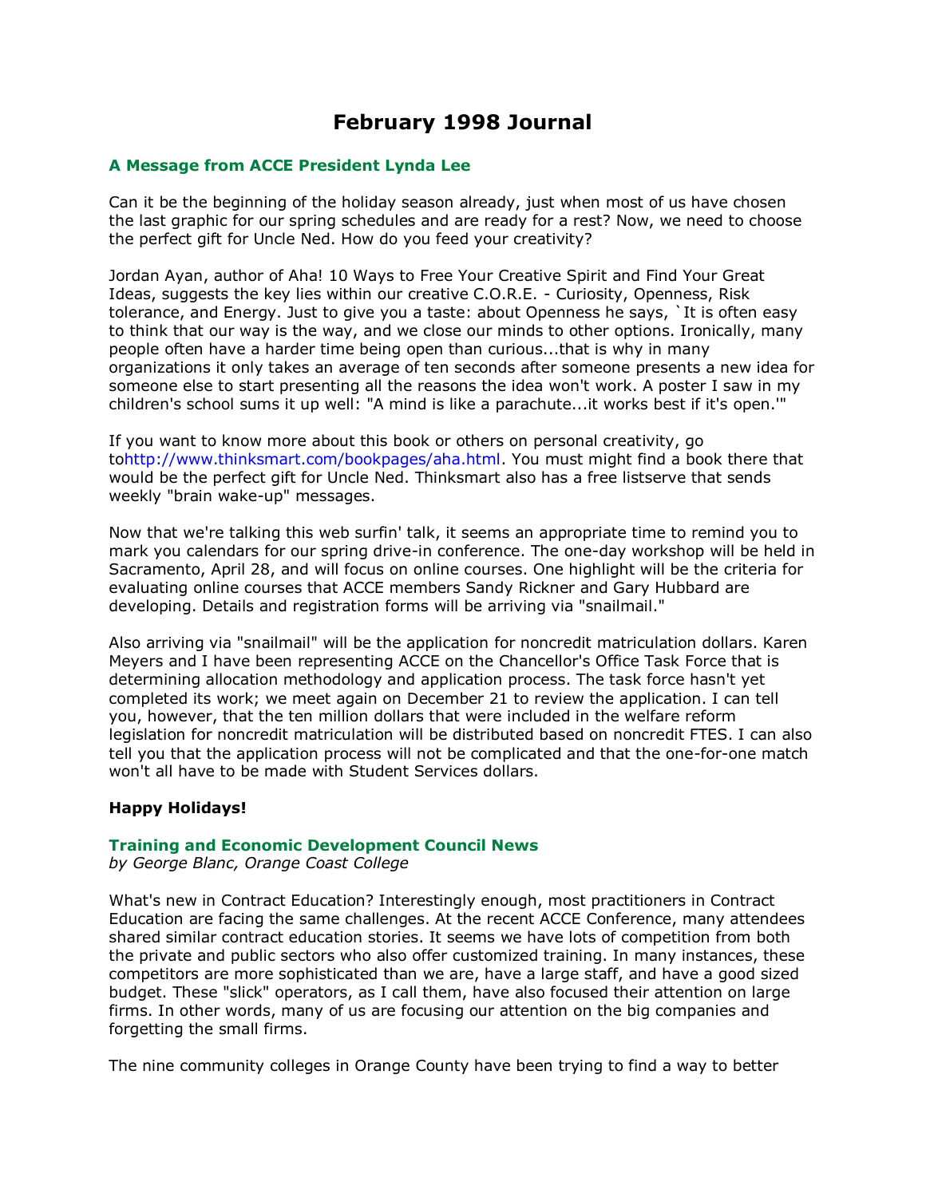# February 1998 Journal

## A Message from ACCE President Lynda Lee

Can it be the beginning of the holiday season already, just when most of us have chosen the last graphic for our spring schedules and are ready for a rest? Now, we need to choose the perfect gift for Uncle Ned. How do you feed your creativity?

Jordan Ayan, author of Aha! 10 Ways to Free Your Creative Spirit and Find Your Great Ideas, suggests the key lies within our creative C.O.R.E. - Curiosity, Openness, Risk tolerance, and Energy. Just to give you a taste: about Openness he says, `It is often easy to think that our way is the way, and we close our minds to other options. Ironically, many people often have a harder time being open than curious...that is why in many organizations it only takes an average of ten seconds after someone presents a new idea for someone else to start presenting all the reasons the idea won't work. A poster I saw in my children's school sums it up well: "A mind is like a parachute...it works best if it's open.'"

If you want to know more about this book or others on personal creativity, go tohttp://www.thinksmart.com/bookpages/aha.html. You must might find a book there that would be the perfect gift for Uncle Ned. Thinksmart also has a free listserve that sends weekly "brain wake-up" messages.

Now that we're talking this web surfin' talk, it seems an appropriate time to remind you to mark you calendars for our spring drive-in conference. The one-day workshop will be held in Sacramento, April 28, and will focus on online courses. One highlight will be the criteria for evaluating online courses that ACCE members Sandy Rickner and Gary Hubbard are developing. Details and registration forms will be arriving via "snailmail."

Also arriving via "snailmail" will be the application for noncredit matriculation dollars. Karen Meyers and I have been representing ACCE on the Chancellor's Office Task Force that is determining allocation methodology and application process. The task force hasn't yet completed its work; we meet again on December 21 to review the application. I can tell you, however, that the ten million dollars that were included in the welfare reform legislation for noncredit matriculation will be distributed based on noncredit FTES. I can also tell you that the application process will not be complicated and that the one-for-one match won't all have to be made with Student Services dollars.

**Happy Holidays!**

## Training and Economic Development Council News

*by George Blanc, Orange Coast College*

What's new in Contract Education? Interestingly enough, most practitioners in Contract Education are facing the same challenges. At the recent ACCE Conference, many attendees shared similar contract education stories. It seems we have lots of competition from both the private and public sectors who also offer customized training. In many instances, these competitors are more sophisticated than we are, have a large staff, and have a good sized budget. These "slick" operators, as I call them, have also focused their attention on large firms. In other words, many of us are focusing our attention on the big companies and forgetting the small firms.

The nine community colleges in Orange County have been trying to find a way to better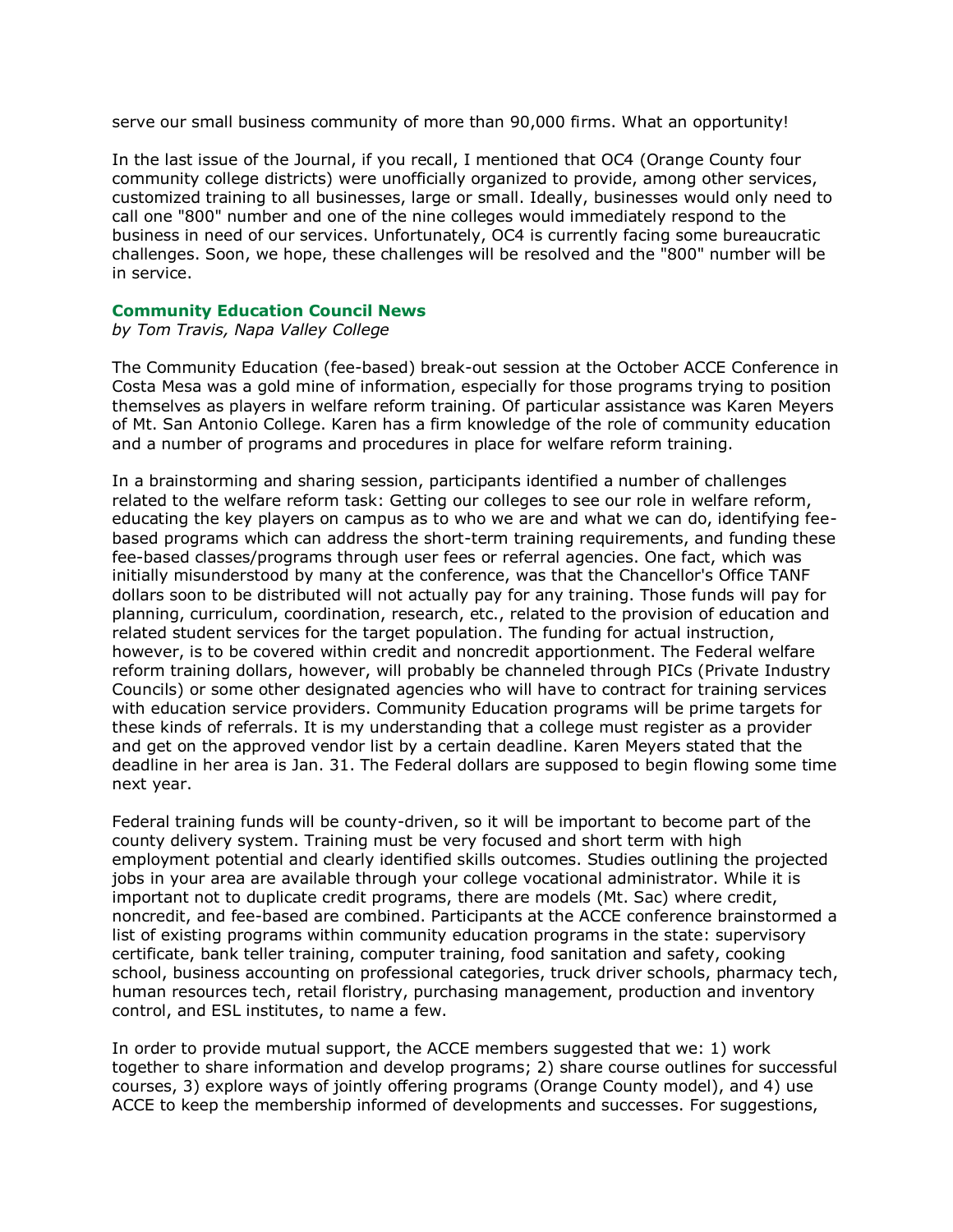serve our small business community of more than 90,000 firms. What an opportunity!

In the last issue of the Journal, if you recall, I mentioned that OC4 (Orange County four community college districts) were unofficially organized to provide, among other services, customized training to all businesses, large or small. Ideally, businesses would only need to call one "800" number and one of the nine colleges would immediately respond to the business in need of our services. Unfortunately, OC4 is currently facing some bureaucratic challenges. Soon, we hope, these challenges will be resolved and the "800" number will be in service.

### Community Education Council News

*by Tom Travis, Napa Valley College*

The Community Education (fee-based) break-out session at the October ACCE Conference in Costa Mesa was a gold mine of information, especially for those programs trying to position themselves as players in welfare reform training. Of particular assistance was Karen Meyers of Mt. San Antonio College. Karen has a firm knowledge of the role of community education and a number of programs and procedures in place for welfare reform training.

In a brainstorming and sharing session, participants identified a number of challenges related to the welfare reform task: Getting our colleges to see our role in welfare reform, educating the key players on campus as to who we are and what we can do, identifying fee-based programs which can address the short-term training requirements, and funding these fee-based classes/programs through user fees or referral agencies. One fact, which was initially misunderstood by many at the conference, was that the Chancellor's Office TANF dollars soon to be distributed will not actually pay for any training. Those funds will pay for planning, curriculum, coordination, research, etc., related to the provision of education and related student services for the target population. The funding for actual instruction, however, is to be covered within credit and noncredit apportionment. The Federal welfare reform training dollars, however, will probably be channeled through PICs (Private Industry Councils) or some other designated agencies who will have to contract for training services with education service providers. Community Education programs will be prime targets for these kinds of referrals. It is my understanding that a college must register as a provider and get on the approved vendor list by a certain deadline. Karen Meyers stated that the deadline in her area is Jan. 31. The Federal dollars are supposed to begin flowing some time next year.

Federal training funds will be county-driven, so it will be important to become part of the county delivery system. Training must be very focused and short term with high employment potential and clearly identified skills outcomes. Studies outlining the projected jobs in your area are available through your college vocational administrator. While it is important not to duplicate credit programs, there are models (Mt. Sac) where credit, noncredit, and fee-based are combined. Participants at the ACCE conference brainstormed a list of existing programs within community education programs in the state: supervisory certificate, bank teller training, computer training, food sanitation and safety, cooking school, business accounting on professional categories, truck driver schools, pharmacy tech, human resources tech, retail floristry, purchasing management, production and inventory control, and ESL institutes, to name a few.

In order to provide mutual support, the ACCE members suggested that we: 1) work together to share information and develop programs; 2) share course outlines for successful courses, 3) explore ways of jointly offering programs (Orange County model), and 4) use ACCE to keep the membership informed of developments and successes. For suggestions,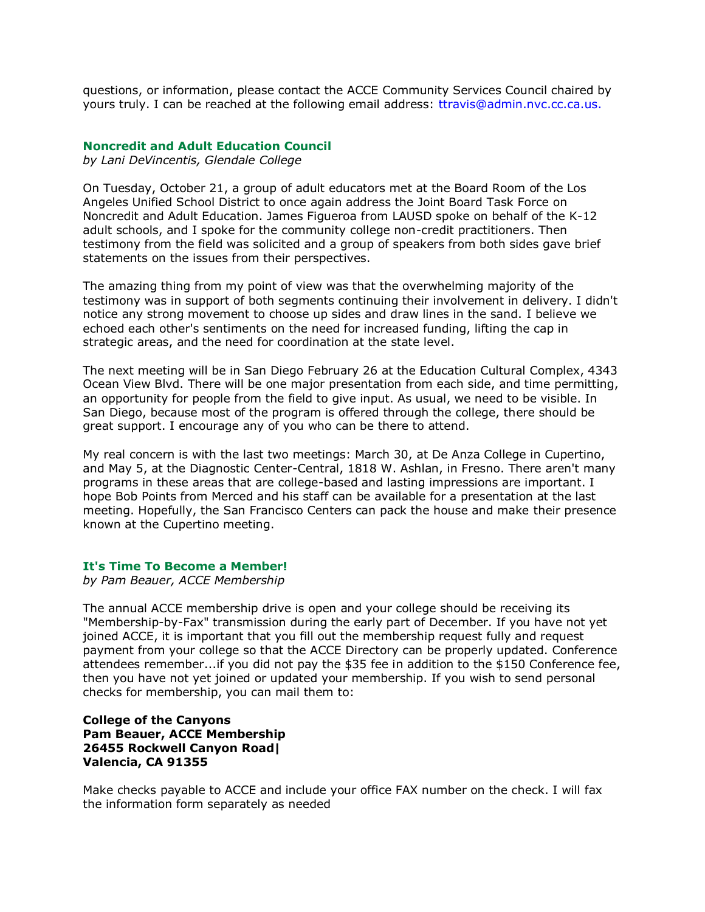questions, or information, please contact the ACCE Community Services Council chaired by yours truly. I can be reached at the following email address: ttravis@admin.nvc.cc.ca.us.

### Noncredit and Adult Education Council

*by Lani DeVincentis, Glendale College*

On Tuesday, October 21, a group of adult educators met at the Board Room of the Los Angeles Unified School District to once again address the Joint Board Task Force on Noncredit and Adult Education. James Figueroa from LAUSD spoke on behalf of the K-12 adult schools, and I spoke for the community college non-credit practitioners. Then testimony from the field was solicited and a group of speakers from both sides gave brief statements on the issues from their perspectives.

The amazing thing from my point of view was that the overwhelming majority of the testimony was in support of both segments continuing their involvement in delivery. I didn't notice any strong movement to choose up sides and draw lines in the sand. I believe we echoed each other's sentiments on the need for increased funding, lifting the cap in strategic areas, and the need for coordination at the state level.

The next meeting will be in San Diego February 26 at the Education Cultural Complex, 4343 Ocean View Blvd. There will be one major presentation from each side, and time permitting, an opportunity for people from the field to give input. As usual, we need to be visible. In San Diego, because most of the program is offered through the college, there should be great support. I encourage any of you who can be there to attend.

My real concern is with the last two meetings: March 30, at De Anza College in Cupertino, and May 5, at the Diagnostic Center-Central, 1818 W. Ashlan, in Fresno. There aren't many programs in these areas that are college-based and lasting impressions are important. I hope Bob Points from Merced and his staff can be available for a presentation at the last meeting. Hopefully, the San Francisco Centers can pack the house and make their presence known at the Cupertino meeting.

### It's Time To Become a Member!

*by Pam Beauer, ACCE Membership*

The annual ACCE membership drive is open and your college should be receiving its "Membership-by-Fax" transmission during the early part of December. If you have not yet joined ACCE, it is important that you fill out the membership request fully and request payment from your college so that the ACCE Directory can be properly updated. Conference attendees remember...if you did not pay the $35 fee in addition to the $150 Conference fee, then you have not yet joined or updated your membership. If you wish to send personal checks for membership, you can mail them to:

**College of the Canyons**
**Pam Beauer, ACCE Membership**
**26455 Rockwell Canyon Road|**
**Valencia, CA 91355**

Make checks payable to ACCE and include your office FAX number on the check. I will fax the information form separately as needed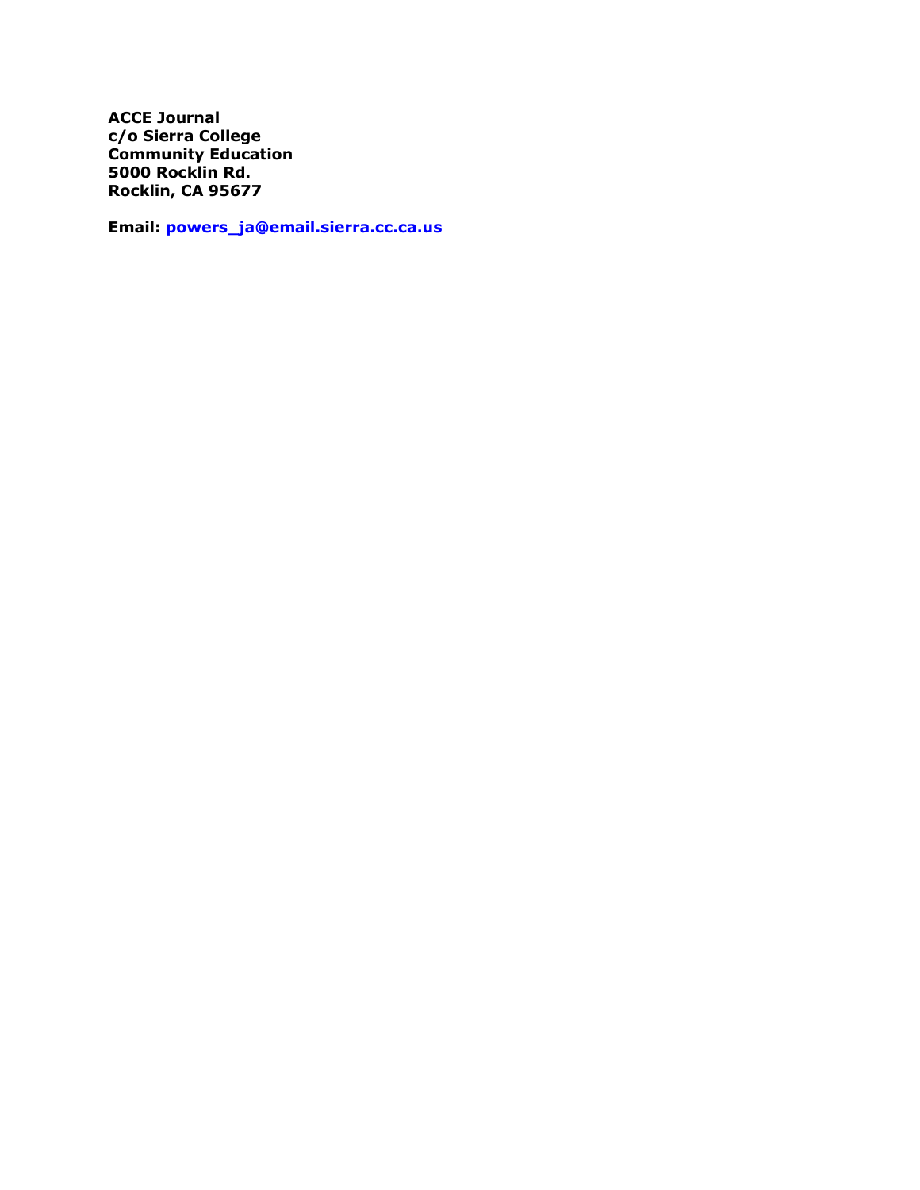**ACCE Journal**
**c/o Sierra College**
**Community Education**
**5000 Rocklin Rd.**
**Rocklin, CA 95677**

**Email: powers_ja@email.sierra.cc.ca.us**